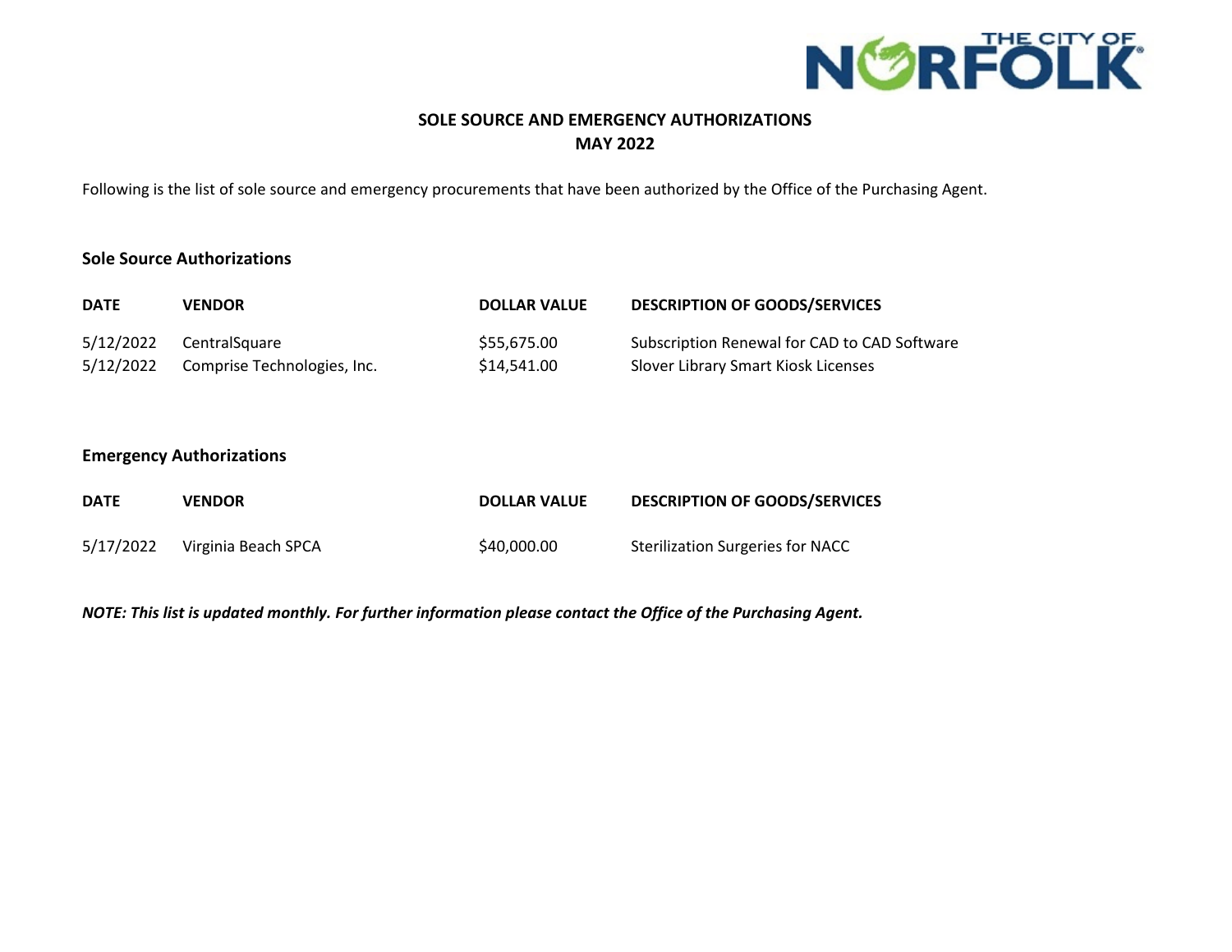THE CITY OF NORFOLK

# SOLE SOURCE AND EMERGENCY AUTHORIZATIONS
## MAY 2022

Following is the list of sole source and emergency procurements that have been authorized by the Office of the Purchasing Agent.

### Sole Source Authorizations

| DATE | VENDOR | DOLLAR VALUE | DESCRIPTION OF GOODS/SERVICES |
| --- | --- | --- | --- |
| 5/12/2022 | CentralSquare | $55,675.00 | Subscription Renewal for CAD to CAD Software |
| 5/12/2022 | Comprise Technologies, Inc. | $14,541.00 | Slover Library Smart Kiosk Licenses |

### Emergency Authorizations

| DATE | VENDOR | DOLLAR VALUE | DESCRIPTION OF GOODS/SERVICES |
| --- | --- | --- | --- |
| 5/17/2022 | Virginia Beach SPCA | $40,000.00 | Sterilization Surgeries for NACC |

***NOTE: This list is updated monthly. For further information please contact the Office of the Purchasing Agent.***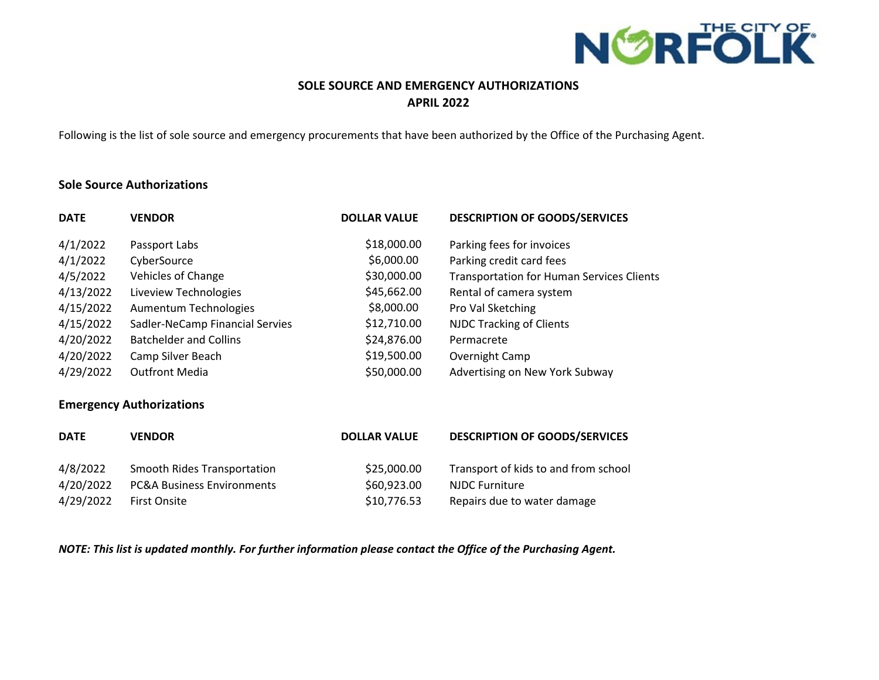# SOLE SOURCE AND EMERGENCY AUTHORIZATIONS
## APRIL 2022

Following is the list of sole source and emergency procurements that have been authorized by the Office of the Purchasing Agent.

### Sole Source Authorizations

| DATE | VENDOR | DOLLAR VALUE | DESCRIPTION OF GOODS/SERVICES |
|---|---|---|---|
| 4/1/2022 | Passport Labs | $18,000.00 | Parking fees for invoices |
| 4/1/2022 | CyberSource | $6,000.00 | Parking credit card fees |
| 4/5/2022 | Vehicles of Change | $30,000.00 | Transportation for Human Services Clients |
| 4/13/2022 | Liveview Technologies | $45,662.00 | Rental of camera system |
| 4/15/2022 | Aumentum Technologies | $8,000.00 | Pro Val Sketching |
| 4/15/2022 | Sadler-NeCamp Financial Servies | $12,710.00 | NJDC Tracking of Clients |
| 4/20/2022 | Batchelder and Collins | $24,876.00 | Permacrete |
| 4/20/2022 | Camp Silver Beach | $19,500.00 | Overnight Camp |
| 4/29/2022 | Outfront Media | $50,000.00 | Advertising on New York Subway |

### Emergency Authorizations

| DATE | VENDOR | DOLLAR VALUE | DESCRIPTION OF GOODS/SERVICES |
|---|---|---|---|
| 4/8/2022 | Smooth Rides Transportation | $25,000.00 | Transport of kids to and from school |
| 4/20/2022 | PC&A Business Environments | $60,923.00 | NJDC Furniture |
| 4/29/2022 | First Onsite | $10,776.53 | Repairs due to water damage |

***NOTE: This list is updated monthly. For further information please contact the Office of the Purchasing Agent.***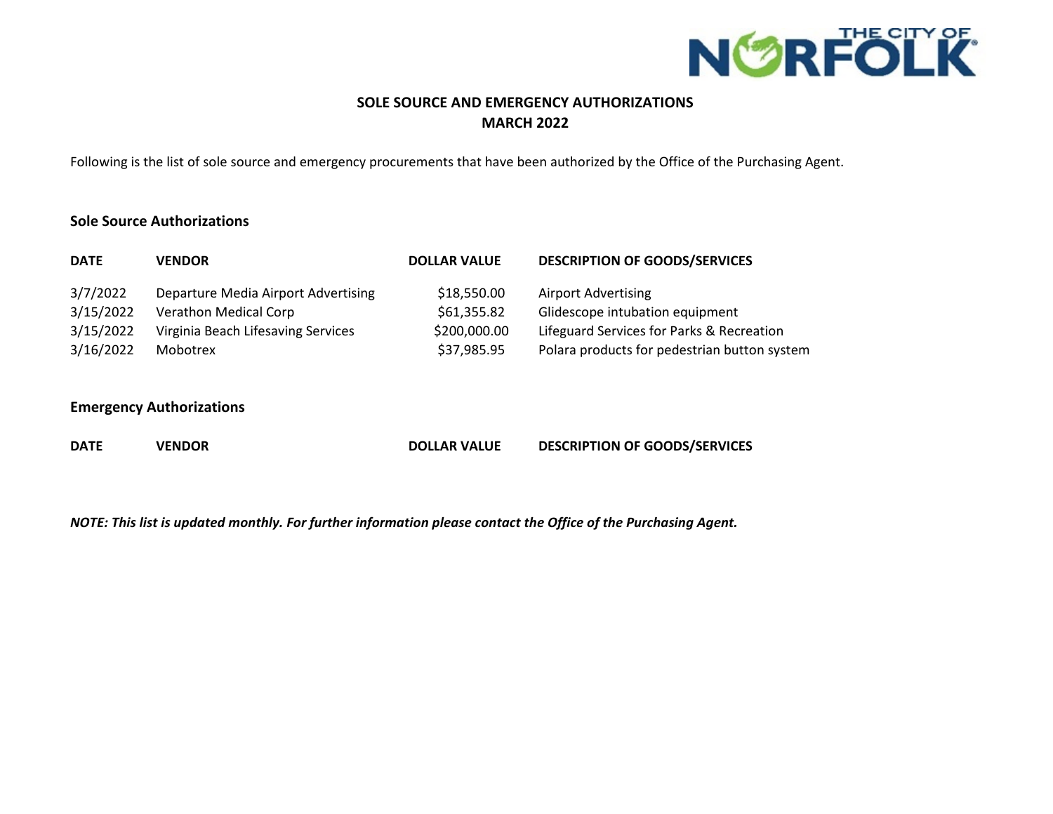# SOLE SOURCE AND EMERGENCY AUTHORIZATIONS
## MARCH 2022

Following is the list of sole source and emergency procurements that have been authorized by the Office of the Purchasing Agent.

### Sole Source Authorizations

| DATE | VENDOR | DOLLAR VALUE | DESCRIPTION OF GOODS/SERVICES |
|---|---|---|---|
| 3/7/2022 | Departure Media Airport Advertising | $18,550.00 | Airport Advertising |
| 3/15/2022 | Verathon Medical Corp | $61,355.82 | Glidescope intubation equipment |
| 3/15/2022 | Virginia Beach Lifesaving Services | $200,000.00 | Lifeguard Services for Parks & Recreation |
| 3/16/2022 | Mobotrex | $37,985.95 | Polara products for pedestrian button system |

### Emergency Authorizations

| DATE | VENDOR | DOLLAR VALUE | DESCRIPTION OF GOODS/SERVICES |
|---|---|---|---|

***NOTE: This list is updated monthly. For further information please contact the Office of the Purchasing Agent.***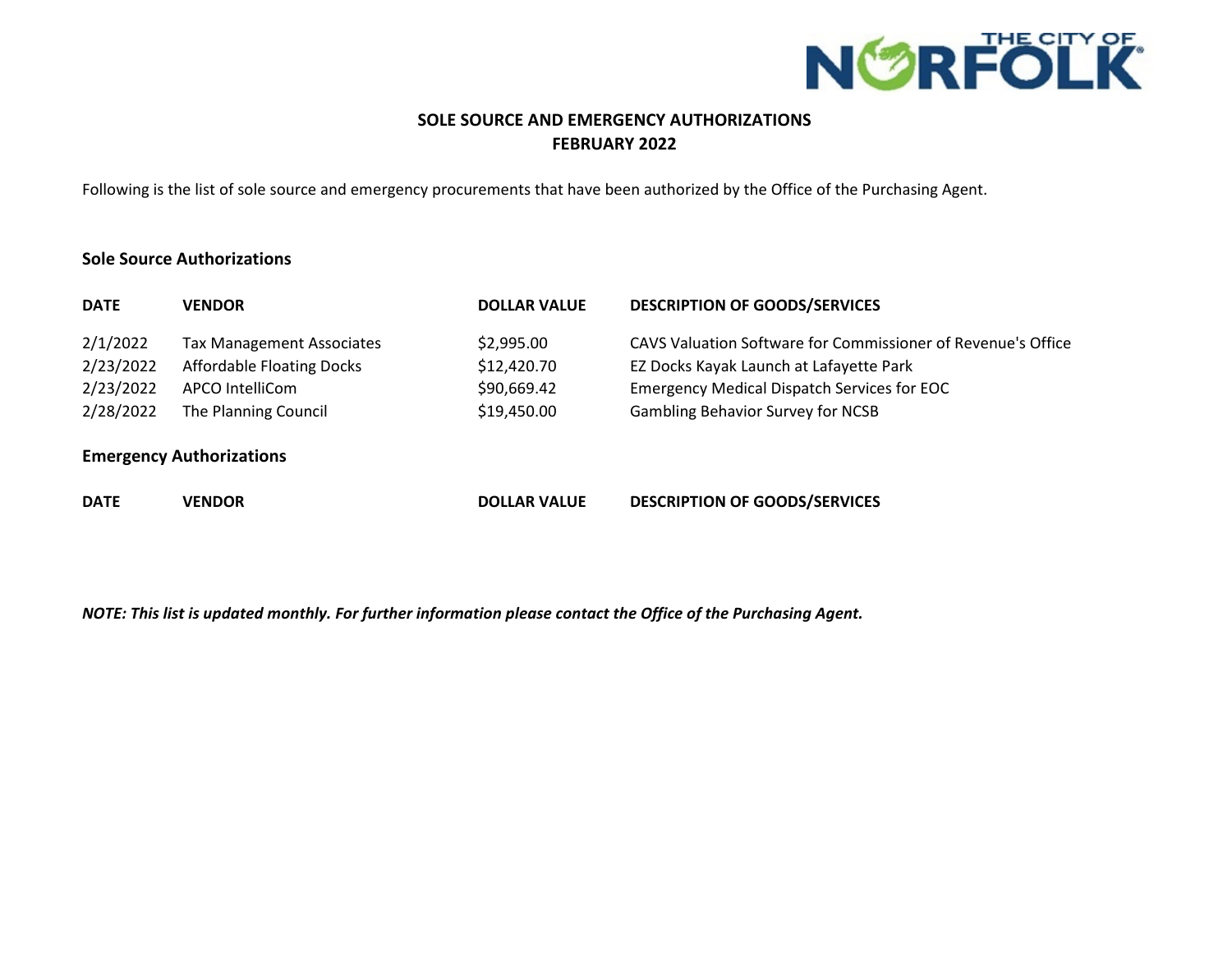# SOLE SOURCE AND EMERGENCY AUTHORIZATIONS
## FEBRUARY 2022

Following is the list of sole source and emergency procurements that have been authorized by the Office of the Purchasing Agent.

### Sole Source Authorizations

| DATE | VENDOR | DOLLAR VALUE | DESCRIPTION OF GOODS/SERVICES |
|---|---|---|---|
| 2/1/2022 | Tax Management Associates | $2,995.00 | CAVS Valuation Software for Commissioner of Revenue's Office |
| 2/23/2022 | Affordable Floating Docks | $12,420.70 | EZ Docks Kayak Launch at Lafayette Park |
| 2/23/2022 | APCO IntelliCom | $90,669.42 | Emergency Medical Dispatch Services for EOC |
| 2/28/2022 | The Planning Council | $19,450.00 | Gambling Behavior Survey for NCSB |

### Emergency Authorizations

| DATE | VENDOR | DOLLAR VALUE | DESCRIPTION OF GOODS/SERVICES |
|---|---|---|---|

***NOTE: This list is updated monthly. For further information please contact the Office of the Purchasing Agent.***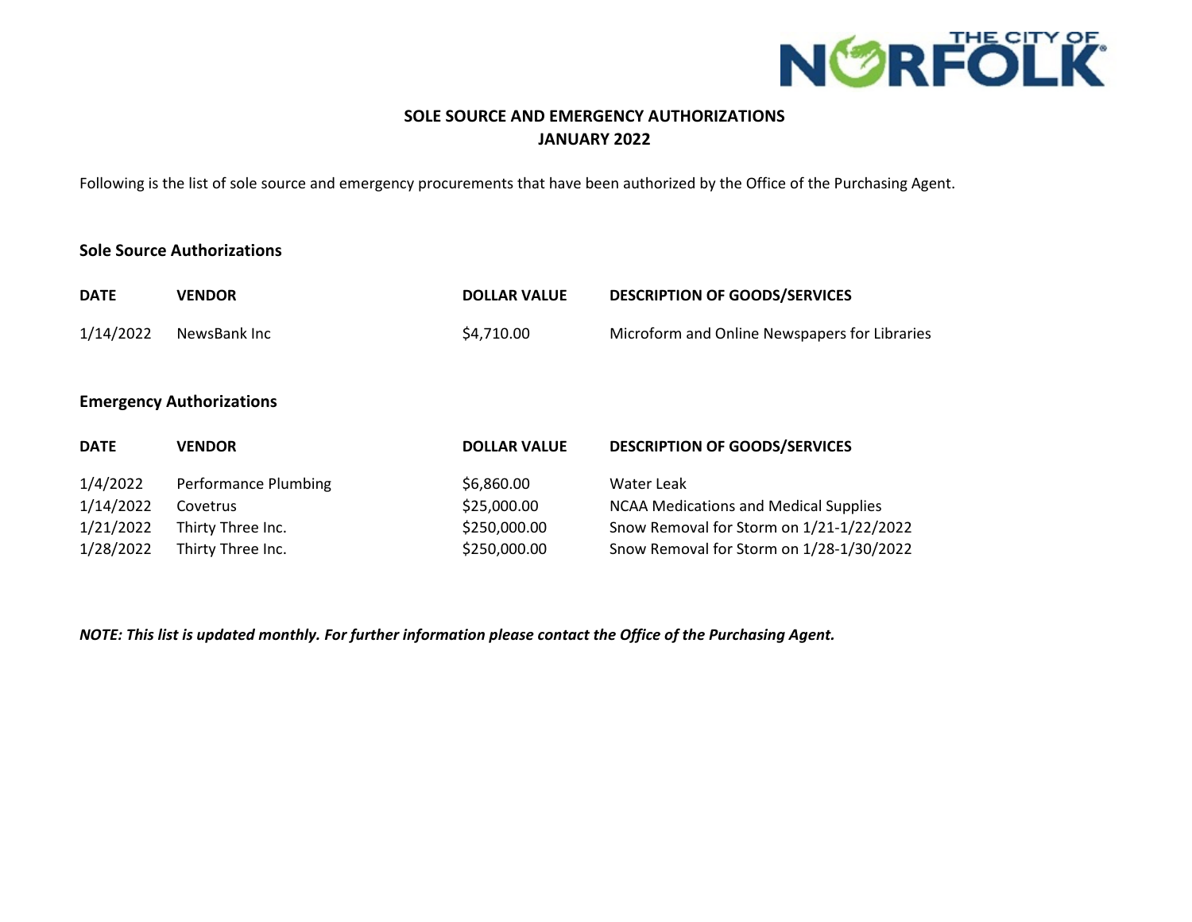# SOLE SOURCE AND EMERGENCY AUTHORIZATIONS
## JANUARY 2022

Following is the list of sole source and emergency procurements that have been authorized by the Office of the Purchasing Agent.

### Sole Source Authorizations

| DATE | VENDOR | DOLLAR VALUE | DESCRIPTION OF GOODS/SERVICES |
|---|---|---|---|
| 1/14/2022 | NewsBank Inc | $4,710.00 | Microform and Online Newspapers for Libraries |

### Emergency Authorizations

| DATE | VENDOR | DOLLAR VALUE | DESCRIPTION OF GOODS/SERVICES |
|---|---|---|---|
| 1/4/2022 | Performance Plumbing | $6,860.00 | Water Leak |
| 1/14/2022 | Covetrus | $25,000.00 | NCAA Medications and Medical Supplies |
| 1/21/2022 | Thirty Three Inc. | $250,000.00 | Snow Removal for Storm on 1/21-1/22/2022 |
| 1/28/2022 | Thirty Three Inc. | $250,000.00 | Snow Removal for Storm on 1/28-1/30/2022 |

***NOTE: This list is updated monthly. For further information please contact the Office of the Purchasing Agent.***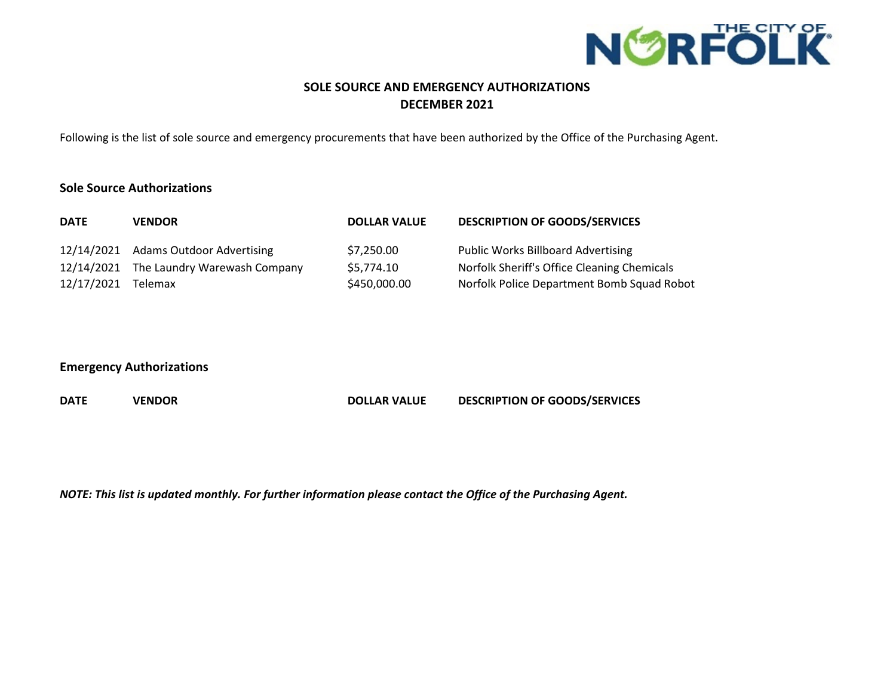# SOLE SOURCE AND EMERGENCY AUTHORIZATIONS
## DECEMBER 2021

Following is the list of sole source and emergency procurements that have been authorized by the Office of the Purchasing Agent.

### Sole Source Authorizations

| DATE | VENDOR | DOLLAR VALUE | DESCRIPTION OF GOODS/SERVICES |
|---|---|---|---|
| 12/14/2021 | Adams Outdoor Advertising | $7,250.00 | Public Works Billboard Advertising |
| 12/14/2021 | The Laundry Warewash Company | $5,774.10 | Norfolk Sheriff's Office Cleaning Chemicals |
| 12/17/2021 | Telemax | $450,000.00 | Norfolk Police Department Bomb Squad Robot |

### Emergency Authorizations

| DATE | VENDOR | DOLLAR VALUE | DESCRIPTION OF GOODS/SERVICES |
|---|---|---|---|

***NOTE: This list is updated monthly. For further information please contact the Office of the Purchasing Agent.***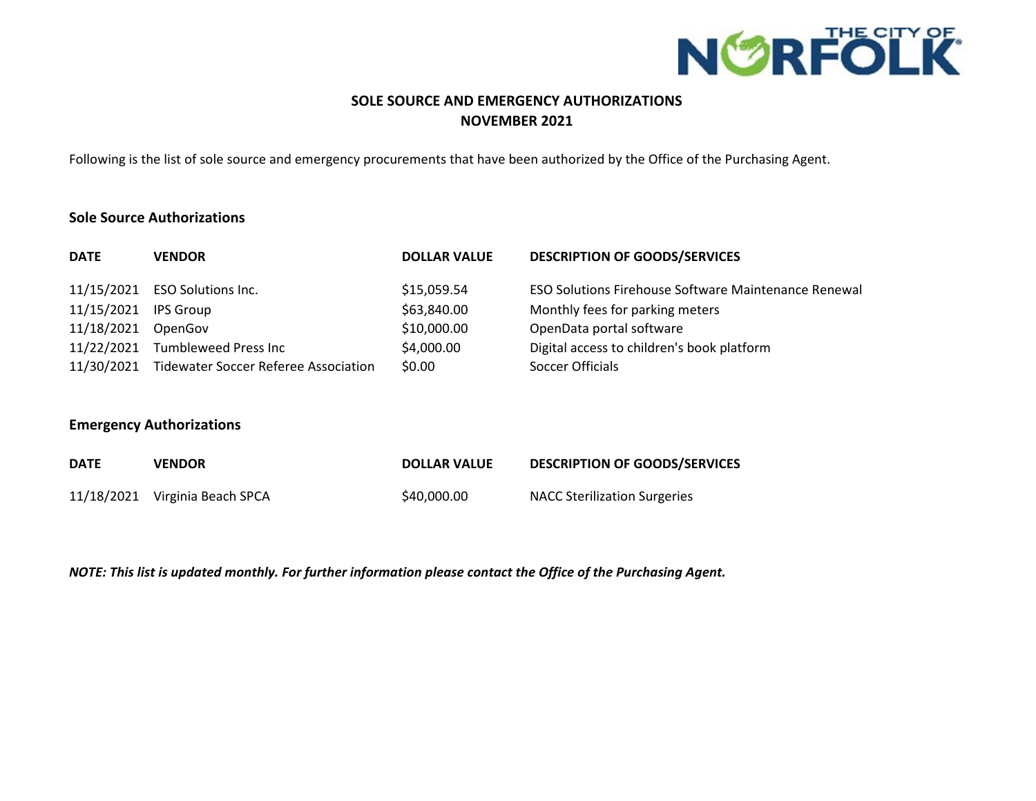# SOLE SOURCE AND EMERGENCY AUTHORIZATIONS
# NOVEMBER 2021

Following is the list of sole source and emergency procurements that have been authorized by the Office of the Purchasing Agent.

## Sole Source Authorizations

| DATE | VENDOR | DOLLAR VALUE | DESCRIPTION OF GOODS/SERVICES |
|---|---|---|---|
| 11/15/2021 | ESO Solutions Inc. | $15,059.54 | ESO Solutions Firehouse Software Maintenance Renewal |
| 11/15/2021 | IPS Group | $63,840.00 | Monthly fees for parking meters |
| 11/18/2021 | OpenGov | $10,000.00 | OpenData portal software |
| 11/22/2021 | Tumbleweed Press Inc | $4,000.00 | Digital access to children's book platform |
| 11/30/2021 | Tidewater Soccer Referee Association | $0.00 | Soccer Officials |

## Emergency Authorizations

| DATE | VENDOR | DOLLAR VALUE | DESCRIPTION OF GOODS/SERVICES |
|---|---|---|---|
| 11/18/2021 | Virginia Beach SPCA | $40,000.00 | NACC Sterilization Surgeries |

***NOTE: This list is updated monthly. For further information please contact the Office of the Purchasing Agent.***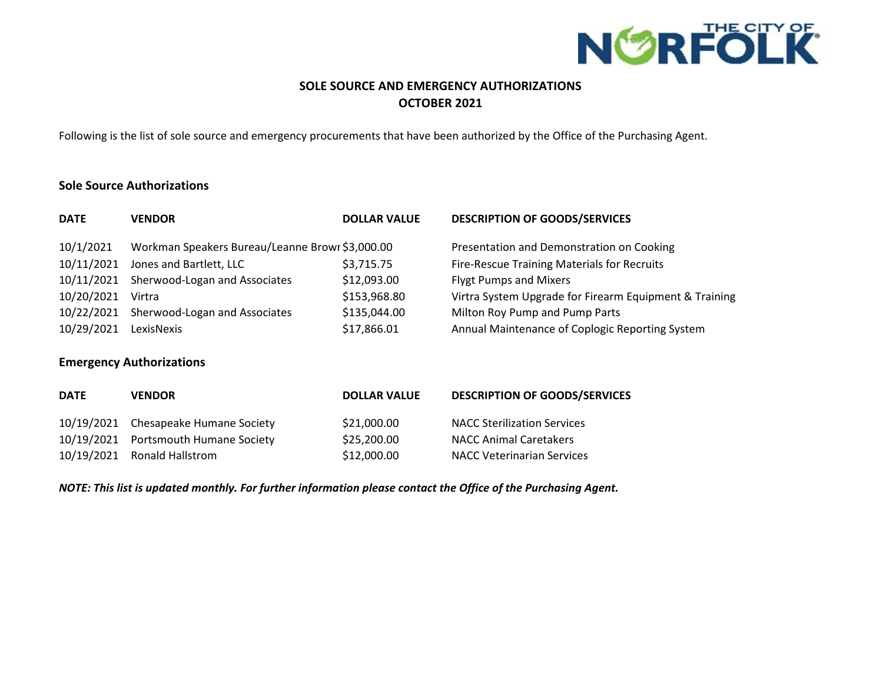THE CITY OF NORFOLK

## SOLE SOURCE AND EMERGENCY AUTHORIZATIONS
## OCTOBER 2021

Following is the list of sole source and emergency procurements that have been authorized by the Office of the Purchasing Agent.

### Sole Source Authorizations

| DATE | VENDOR | DOLLAR VALUE | DESCRIPTION OF GOODS/SERVICES |
|---|---|---|---|
| 10/1/2021 | Workman Speakers Bureau/Leanne Browr | $3,000.00 | Presentation and Demonstration on Cooking |
| 10/11/2021 | Jones and Bartlett, LLC | $3,715.75 | Fire-Rescue Training Materials for Recruits |
| 10/11/2021 | Sherwood-Logan and Associates | $12,093.00 | Flygt Pumps and Mixers |
| 10/20/2021 | Virtra | $153,968.80 | Virtra System Upgrade for Firearm Equipment & Training |
| 10/22/2021 | Sherwood-Logan and Associates | $135,044.00 | Milton Roy Pump and Pump Parts |
| 10/29/2021 | LexisNexis | $17,866.01 | Annual Maintenance of Coplogic Reporting System |

### Emergency Authorizations

| DATE | VENDOR | DOLLAR VALUE | DESCRIPTION OF GOODS/SERVICES |
|---|---|---|---|
| 10/19/2021 | Chesapeake Humane Society | $21,000.00 | NACC Sterilization Services |
| 10/19/2021 | Portsmouth Humane Society | $25,200.00 | NACC Animal Caretakers |
| 10/19/2021 | Ronald Hallstrom | $12,000.00 | NACC Veterinarian Services |

***NOTE: This list is updated monthly. For further information please contact the Office of the Purchasing Agent.***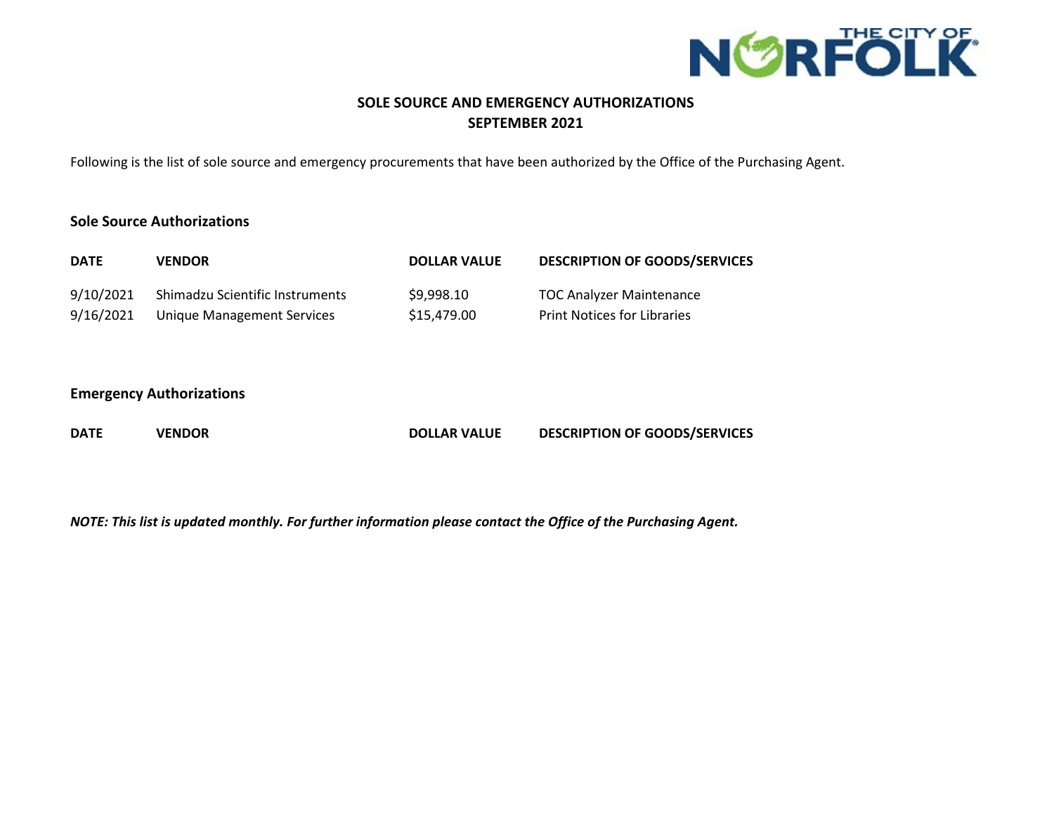# SOLE SOURCE AND EMERGENCY AUTHORIZATIONS
## SEPTEMBER 2021

Following is the list of sole source and emergency procurements that have been authorized by the Office of the Purchasing Agent.

### Sole Source Authorizations

| DATE | VENDOR | DOLLAR VALUE | DESCRIPTION OF GOODS/SERVICES |
|---|---|---|---|
| 9/10/2021 | Shimadzu Scientific Instruments | $9,998.10 | TOC Analyzer Maintenance |
| 9/16/2021 | Unique Management Services | $15,479.00 | Print Notices for Libraries |

### Emergency Authorizations

| DATE | VENDOR | DOLLAR VALUE | DESCRIPTION OF GOODS/SERVICES |
|---|---|---|---|

***NOTE: This list is updated monthly. For further information please contact the Office of the Purchasing Agent.***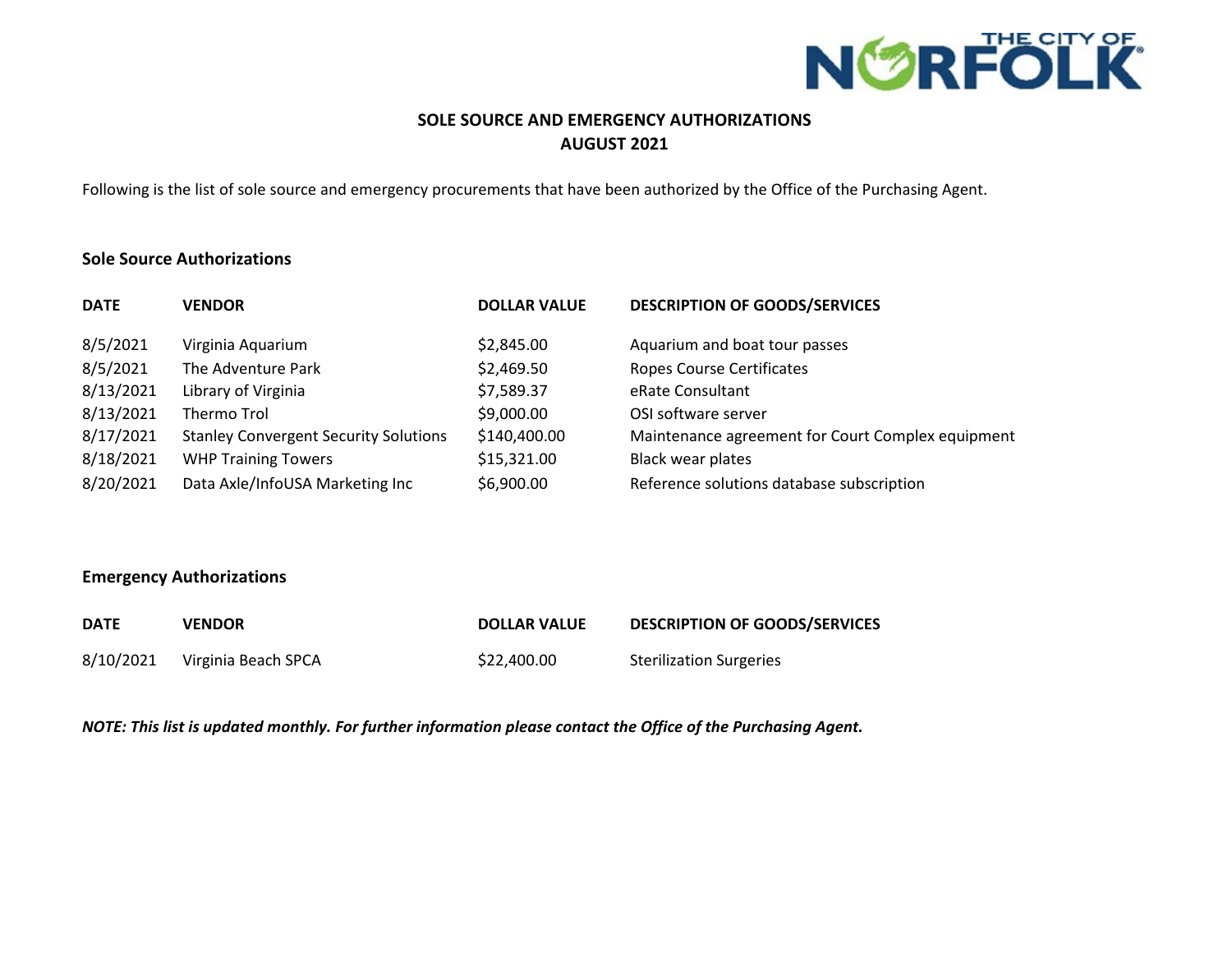THE CITY OF NORFOLK

## SOLE SOURCE AND EMERGENCY AUTHORIZATIONS
## AUGUST 2021

Following is the list of sole source and emergency procurements that have been authorized by the Office of the Purchasing Agent.

### Sole Source Authorizations

| DATE | VENDOR | DOLLAR VALUE | DESCRIPTION OF GOODS/SERVICES |
|---|---|---|---|
| 8/5/2021 | Virginia Aquarium | $2,845.00 | Aquarium and boat tour passes |
| 8/5/2021 | The Adventure Park | $2,469.50 | Ropes Course Certificates |
| 8/13/2021 | Library of Virginia | $7,589.37 | eRate Consultant |
| 8/13/2021 | Thermo Trol | $9,000.00 | OSI software server |
| 8/17/2021 | Stanley Convergent Security Solutions | $140,400.00 | Maintenance agreement for Court Complex equipment |
| 8/18/2021 | WHP Training Towers | $15,321.00 | Black wear plates |
| 8/20/2021 | Data Axle/InfoUSA Marketing Inc | $6,900.00 | Reference solutions database subscription |

### Emergency Authorizations

| DATE | VENDOR | DOLLAR VALUE | DESCRIPTION OF GOODS/SERVICES |
|---|---|---|---|
| 8/10/2021 | Virginia Beach SPCA | $22,400.00 | Sterilization Surgeries |

***NOTE: This list is updated monthly. For further information please contact the Office of the Purchasing Agent.***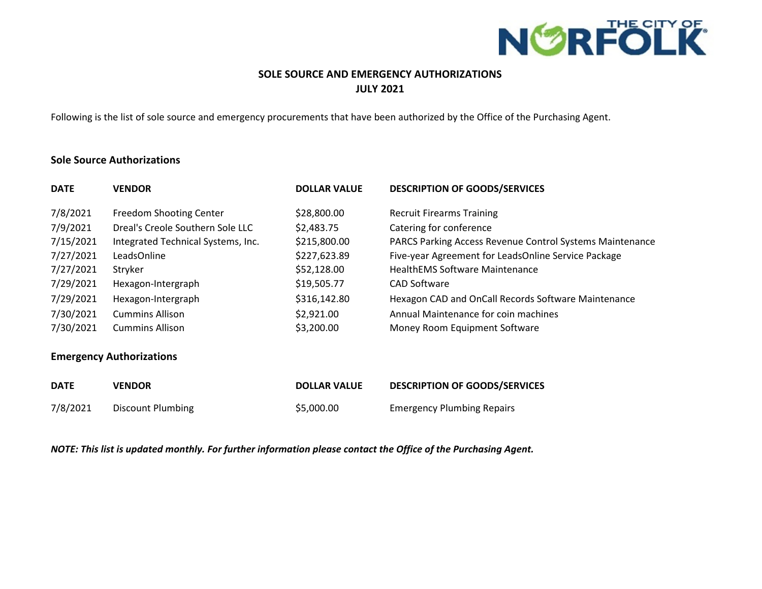# SOLE SOURCE AND EMERGENCY AUTHORIZATIONS
## JULY 2021

Following is the list of sole source and emergency procurements that have been authorized by the Office of the Purchasing Agent.

### Sole Source Authorizations

| DATE | VENDOR | DOLLAR VALUE | DESCRIPTION OF GOODS/SERVICES |
|---|---|---|---|
| 7/8/2021 | Freedom Shooting Center | $28,800.00 | Recruit Firearms Training |
| 7/9/2021 | Dreal's Creole Southern Sole LLC | $2,483.75 | Catering for conference |
| 7/15/2021 | Integrated Technical Systems, Inc. | $215,800.00 | PARCS Parking Access Revenue Control Systems Maintenance |
| 7/27/2021 | LeadsOnline | $227,623.89 | Five-year Agreement for LeadsOnline Service Package |
| 7/27/2021 | Stryker | $52,128.00 | HealthEMS Software Maintenance |
| 7/29/2021 | Hexagon-Intergraph | $19,505.77 | CAD Software |
| 7/29/2021 | Hexagon-Intergraph | $316,142.80 | Hexagon CAD and OnCall Records Software Maintenance |
| 7/30/2021 | Cummins Allison | $2,921.00 | Annual Maintenance for coin machines |
| 7/30/2021 | Cummins Allison | $3,200.00 | Money Room Equipment Software |

### Emergency Authorizations

| DATE | VENDOR | DOLLAR VALUE | DESCRIPTION OF GOODS/SERVICES |
|---|---|---|---|
| 7/8/2021 | Discount Plumbing | $5,000.00 | Emergency Plumbing Repairs |

***NOTE: This list is updated monthly. For further information please contact the Office of the Purchasing Agent.***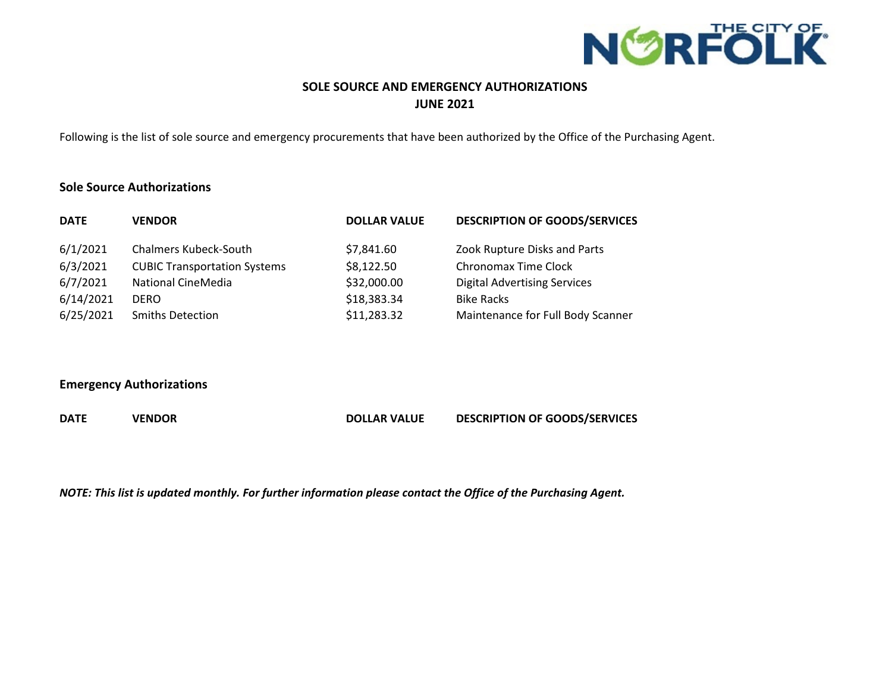# SOLE SOURCE AND EMERGENCY AUTHORIZATIONS
## JUNE 2021

Following is the list of sole source and emergency procurements that have been authorized by the Office of the Purchasing Agent.

### Sole Source Authorizations

| DATE | VENDOR | DOLLAR VALUE | DESCRIPTION OF GOODS/SERVICES |
|---|---|---|---|
| 6/1/2021 | Chalmers Kubeck-South | $7,841.60 | Zook Rupture Disks and Parts |
| 6/3/2021 | CUBIC Transportation Systems | $8,122.50 | Chronomax Time Clock |
| 6/7/2021 | National CineMedia | $32,000.00 | Digital Advertising Services |
| 6/14/2021 | DERO | $18,383.34 | Bike Racks |
| 6/25/2021 | Smiths Detection | $11,283.32 | Maintenance for Full Body Scanner |

### Emergency Authorizations

| DATE | VENDOR | DOLLAR VALUE | DESCRIPTION OF GOODS/SERVICES |
|---|---|---|---|

***NOTE: This list is updated monthly. For further information please contact the Office of the Purchasing Agent.***